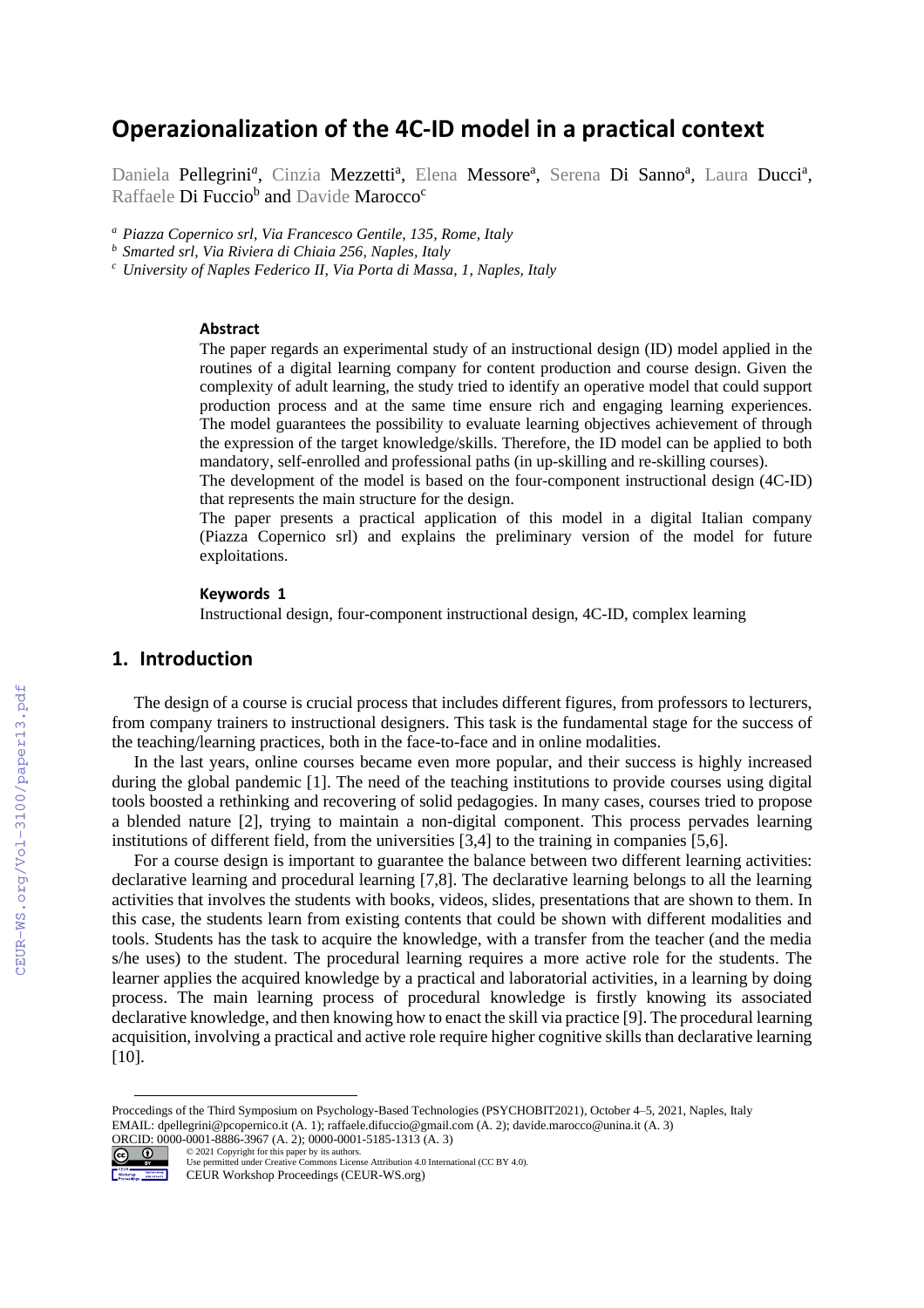# Operazionalization of the 4C-ID model in a practical context

Daniela Pellegrini[a], Cinzia Mezzetti[a], Elena Messore[a], Serena Di Sanno[a], Laura Ducci[a], Raffaele Di Fuccio[b] and Davide Marocco[c]

[a] *Piazza Copernico srl, Via Francesco Gentile, 135, Rome, Italy*
[b] *Smarted srl, Via Riviera di Chiaia 256, Naples, Italy*
[c] *University of Naples Federico II, Via Porta di Massa, 1, Naples, Italy*

### Abstract

The paper regards an experimental study of an instructional design (ID) model applied in the routines of a digital learning company for content production and course design. Given the complexity of adult learning, the study tried to identify an operative model that could support production process and at the same time ensure rich and engaging learning experiences. The model guarantees the possibility to evaluate learning objectives achievement of through the expression of the target knowledge/skills. Therefore, the ID model can be applied to both mandatory, self-enrolled and professional paths (in up-skilling and re-skilling courses).

The development of the model is based on the four-component instructional design (4C-ID) that represents the main structure for the design.

The paper presents a practical application of this model in a digital Italian company (Piazza Copernico srl) and explains the preliminary version of the model for future exploitations.

### Keywords 1

Instructional design, four-component instructional design, 4C-ID, complex learning

## 1. Introduction

The design of a course is crucial process that includes different figures, from professors to lecturers, from company trainers to instructional designers. This task is the fundamental stage for the success of the teaching/learning practices, both in the face-to-face and in online modalities.

In the last years, online courses became even more popular, and their success is highly increased during the global pandemic [1]. The need of the teaching institutions to provide courses using digital tools boosted a rethinking and recovering of solid pedagogies. In many cases, courses tried to propose a blended nature [2], trying to maintain a non-digital component. This process pervades learning institutions of different field, from the universities [3,4] to the training in companies [5,6].

For a course design is important to guarantee the balance between two different learning activities: declarative learning and procedural learning [7,8]. The declarative learning belongs to all the learning activities that involves the students with books, videos, slides, presentations that are shown to them. In this case, the students learn from existing contents that could be shown with different modalities and tools. Students has the task to acquire the knowledge, with a transfer from the teacher (and the media s/he uses) to the student. The procedural learning requires a more active role for the students. The learner applies the acquired knowledge by a practical and laboratorial activities, in a learning by doing process. The main learning process of procedural knowledge is firstly knowing its associated declarative knowledge, and then knowing how to enact the skill via practice [9]. The procedural learning acquisition, involving a practical and active role require higher cognitive skills than declarative learning [10].

---

Proccedings of the Third Symposium on Psychology-Based Technologies (PSYCHOBIT2021), October 4–5, 2021, Naples, Italy
EMAIL: dpellegrini@pcopernico.it (A. 1); raffaele.difuccio@gmail.com (A. 2); davide.marocco@unina.it (A. 3)
ORCID: 0000-0001-8886-3967 (A. 2); 0000-0001-5185-1313 (A. 3)
© 2021 Copyright for this paper by its authors.
Use permitted under Creative Commons License Attribution 4.0 International (CC BY 4.0).
CEUR Workshop Proceedings (CEUR-WS.org)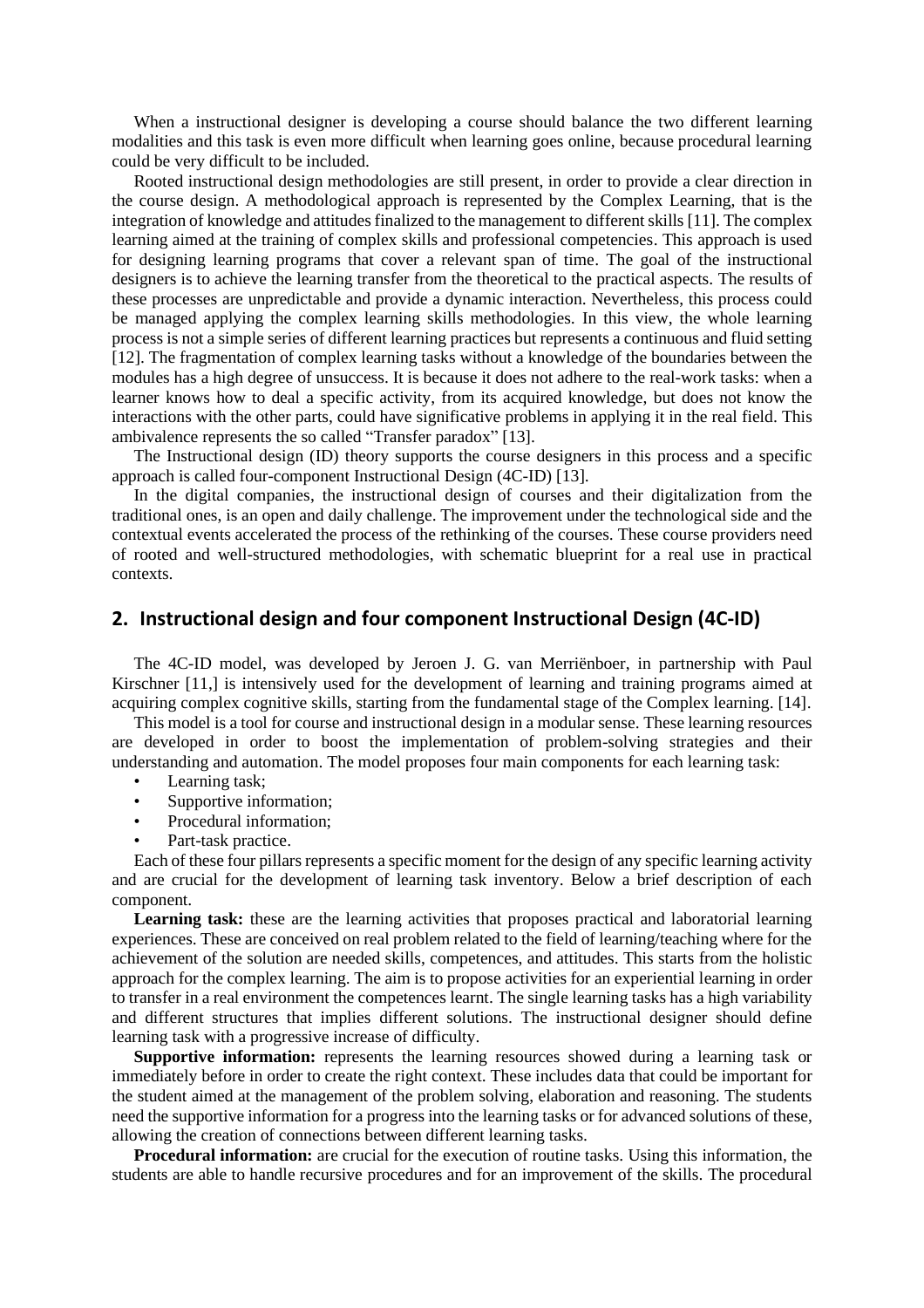When a instructional designer is developing a course should balance the two different learning modalities and this task is even more difficult when learning goes online, because procedural learning could be very difficult to be included.

Rooted instructional design methodologies are still present, in order to provide a clear direction in the course design. A methodological approach is represented by the Complex Learning, that is the integration of knowledge and attitudes finalized to the management to different skills [11]. The complex learning aimed at the training of complex skills and professional competencies. This approach is used for designing learning programs that cover a relevant span of time. The goal of the instructional designers is to achieve the learning transfer from the theoretical to the practical aspects. The results of these processes are unpredictable and provide a dynamic interaction. Nevertheless, this process could be managed applying the complex learning skills methodologies. In this view, the whole learning process is not a simple series of different learning practices but represents a continuous and fluid setting [12]. The fragmentation of complex learning tasks without a knowledge of the boundaries between the modules has a high degree of unsuccess. It is because it does not adhere to the real-work tasks: when a learner knows how to deal a specific activity, from its acquired knowledge, but does not know the interactions with the other parts, could have significative problems in applying it in the real field. This ambivalence represents the so called "Transfer paradox" [13].

The Instructional design (ID) theory supports the course designers in this process and a specific approach is called four-component Instructional Design (4C-ID) [13].

In the digital companies, the instructional design of courses and their digitalization from the traditional ones, is an open and daily challenge. The improvement under the technological side and the contextual events accelerated the process of the rethinking of the courses. These course providers need of rooted and well-structured methodologies, with schematic blueprint for a real use in practical contexts.

## 2. Instructional design and four component Instructional Design (4C-ID)

The 4C-ID model, was developed by Jeroen J. G. van Merriënboer, in partnership with Paul Kirschner [11,] is intensively used for the development of learning and training programs aimed at acquiring complex cognitive skills, starting from the fundamental stage of the Complex learning. [14].

This model is a tool for course and instructional design in a modular sense. These learning resources are developed in order to boost the implementation of problem-solving strategies and their understanding and automation. The model proposes four main components for each learning task:

- Learning task;
- Supportive information;
- Procedural information;
- Part-task practice.

Each of these four pillars represents a specific moment for the design of any specific learning activity and are crucial for the development of learning task inventory. Below a brief description of each component.

**Learning task:** these are the learning activities that proposes practical and laboratorial learning experiences. These are conceived on real problem related to the field of learning/teaching where for the achievement of the solution are needed skills, competences, and attitudes. This starts from the holistic approach for the complex learning. The aim is to propose activities for an experiential learning in order to transfer in a real environment the competences learnt. The single learning tasks has a high variability and different structures that implies different solutions. The instructional designer should define learning task with a progressive increase of difficulty.

**Supportive information:** represents the learning resources showed during a learning task or immediately before in order to create the right context. These includes data that could be important for the student aimed at the management of the problem solving, elaboration and reasoning. The students need the supportive information for a progress into the learning tasks or for advanced solutions of these, allowing the creation of connections between different learning tasks.

**Procedural information:** are crucial for the execution of routine tasks. Using this information, the students are able to handle recursive procedures and for an improvement of the skills. The procedural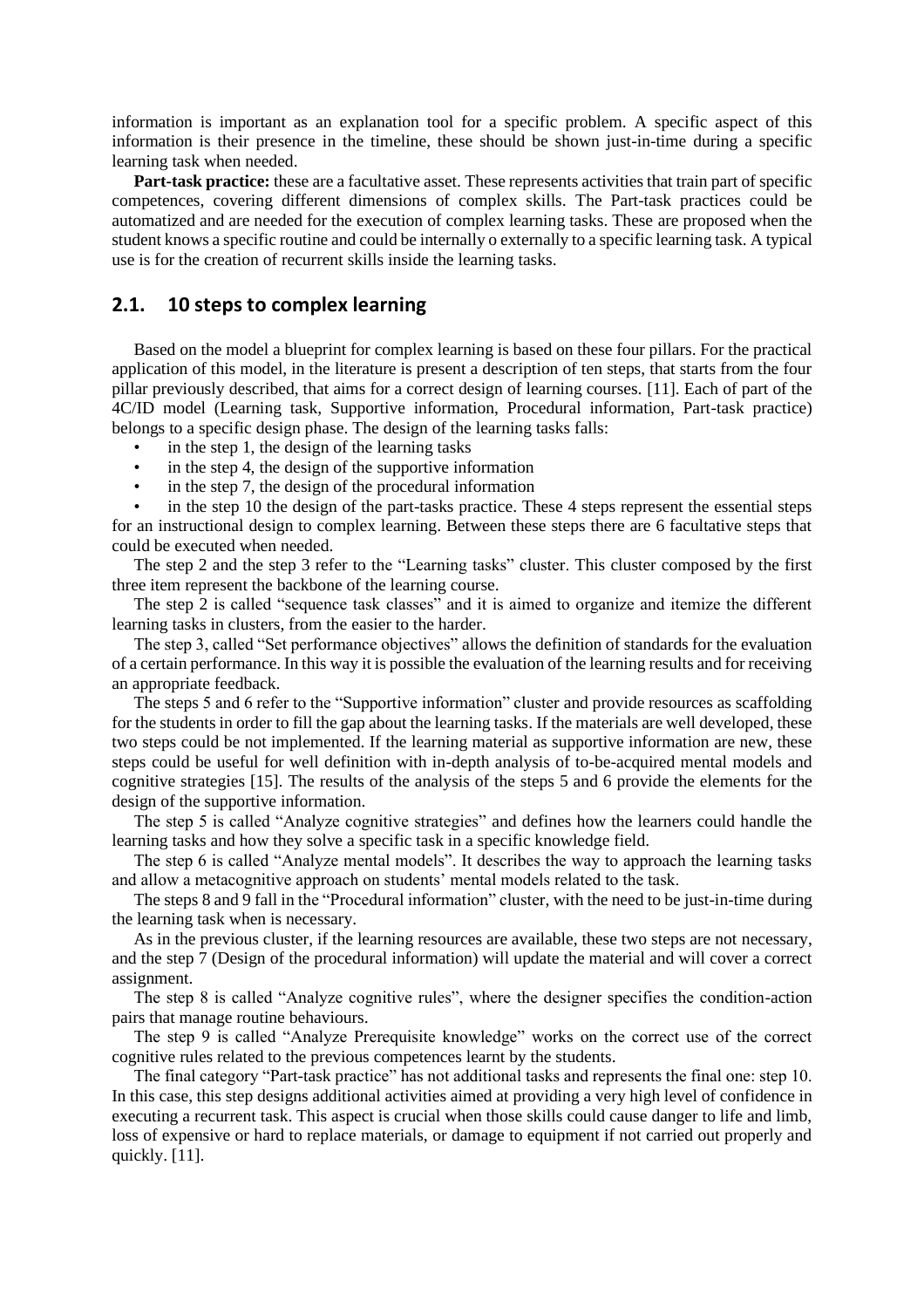information is important as an explanation tool for a specific problem. A specific aspect of this information is their presence in the timeline, these should be shown just-in-time during a specific learning task when needed.

**Part-task practice:** these are a facultative asset. These represents activities that train part of specific competences, covering different dimensions of complex skills. The Part-task practices could be automatized and are needed for the execution of complex learning tasks. These are proposed when the student knows a specific routine and could be internally o externally to a specific learning task. A typical use is for the creation of recurrent skills inside the learning tasks.

## 2.1. 10 steps to complex learning

Based on the model a blueprint for complex learning is based on these four pillars. For the practical application of this model, in the literature is present a description of ten steps, that starts from the four pillar previously described, that aims for a correct design of learning courses. [11]. Each of part of the 4C/ID model (Learning task, Supportive information, Procedural information, Part-task practice) belongs to a specific design phase. The design of the learning tasks falls:

- in the step 1, the design of the learning tasks
- in the step 4, the design of the supportive information
- in the step 7, the design of the procedural information
- in the step 10 the design of the part-tasks practice. These 4 steps represent the essential steps for an instructional design to complex learning. Between these steps there are 6 facultative steps that could be executed when needed.

The step 2 and the step 3 refer to the "Learning tasks" cluster. This cluster composed by the first three item represent the backbone of the learning course.

The step 2 is called "sequence task classes" and it is aimed to organize and itemize the different learning tasks in clusters, from the easier to the harder.

The step 3, called "Set performance objectives" allows the definition of standards for the evaluation of a certain performance. In this way it is possible the evaluation of the learning results and for receiving an appropriate feedback.

The steps 5 and 6 refer to the "Supportive information" cluster and provide resources as scaffolding for the students in order to fill the gap about the learning tasks. If the materials are well developed, these two steps could be not implemented. If the learning material as supportive information are new, these steps could be useful for well definition with in-depth analysis of to-be-acquired mental models and cognitive strategies [15]. The results of the analysis of the steps 5 and 6 provide the elements for the design of the supportive information.

The step 5 is called "Analyze cognitive strategies" and defines how the learners could handle the learning tasks and how they solve a specific task in a specific knowledge field.

The step 6 is called "Analyze mental models". It describes the way to approach the learning tasks and allow a metacognitive approach on students' mental models related to the task.

The steps 8 and 9 fall in the "Procedural information" cluster, with the need to be just-in-time during the learning task when is necessary.

As in the previous cluster, if the learning resources are available, these two steps are not necessary, and the step 7 (Design of the procedural information) will update the material and will cover a correct assignment.

The step 8 is called "Analyze cognitive rules", where the designer specifies the condition-action pairs that manage routine behaviours.

The step 9 is called "Analyze Prerequisite knowledge" works on the correct use of the correct cognitive rules related to the previous competences learnt by the students.

The final category "Part-task practice" has not additional tasks and represents the final one: step 10. In this case, this step designs additional activities aimed at providing a very high level of confidence in executing a recurrent task. This aspect is crucial when those skills could cause danger to life and limb, loss of expensive or hard to replace materials, or damage to equipment if not carried out properly and quickly. [11].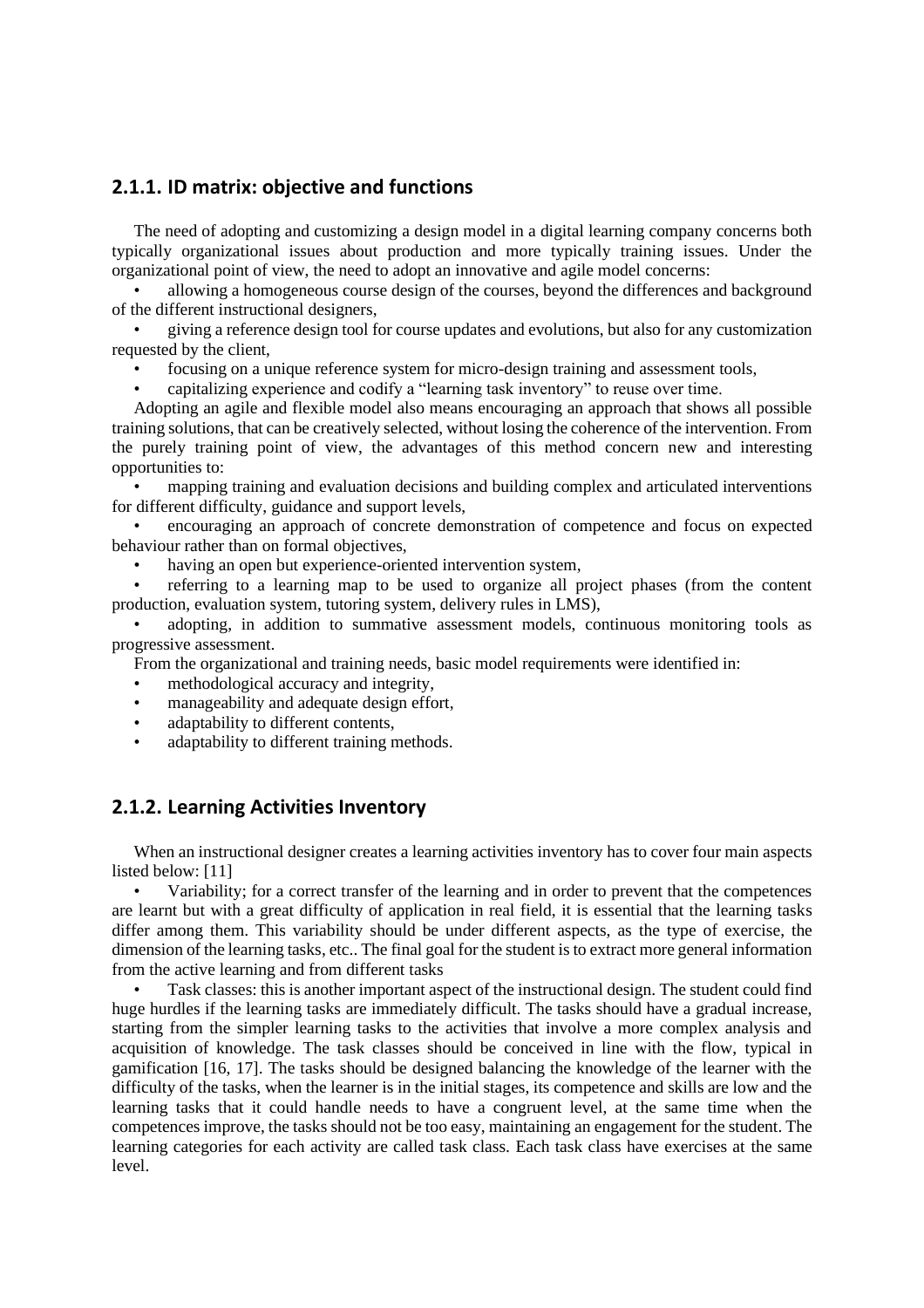### 2.1.1. ID matrix: objective and functions

The need of adopting and customizing a design model in a digital learning company concerns both typically organizational issues about production and more typically training issues. Under the organizational point of view, the need to adopt an innovative and agile model concerns:

- allowing a homogeneous course design of the courses, beyond the differences and background of the different instructional designers,
- giving a reference design tool for course updates and evolutions, but also for any customization requested by the client,
- focusing on a unique reference system for micro-design training and assessment tools,
- capitalizing experience and codify a "learning task inventory" to reuse over time.

Adopting an agile and flexible model also means encouraging an approach that shows all possible training solutions, that can be creatively selected, without losing the coherence of the intervention. From the purely training point of view, the advantages of this method concern new and interesting opportunities to:

- mapping training and evaluation decisions and building complex and articulated interventions for different difficulty, guidance and support levels,
- encouraging an approach of concrete demonstration of competence and focus on expected behaviour rather than on formal objectives,
- having an open but experience-oriented intervention system,
- referring to a learning map to be used to organize all project phases (from the content production, evaluation system, tutoring system, delivery rules in LMS),
- adopting, in addition to summative assessment models, continuous monitoring tools as progressive assessment.

From the organizational and training needs, basic model requirements were identified in:

- methodological accuracy and integrity,
- manageability and adequate design effort,
- adaptability to different contents,
- adaptability to different training methods.

### 2.1.2. Learning Activities Inventory

When an instructional designer creates a learning activities inventory has to cover four main aspects listed below: [11]

- Variability; for a correct transfer of the learning and in order to prevent that the competences are learnt but with a great difficulty of application in real field, it is essential that the learning tasks differ among them. This variability should be under different aspects, as the type of exercise, the dimension of the learning tasks, etc.. The final goal for the student is to extract more general information from the active learning and from different tasks
- Task classes: this is another important aspect of the instructional design. The student could find huge hurdles if the learning tasks are immediately difficult. The tasks should have a gradual increase, starting from the simpler learning tasks to the activities that involve a more complex analysis and acquisition of knowledge. The task classes should be conceived in line with the flow, typical in gamification [16, 17]. The tasks should be designed balancing the knowledge of the learner with the difficulty of the tasks, when the learner is in the initial stages, its competence and skills are low and the learning tasks that it could handle needs to have a congruent level, at the same time when the competences improve, the tasks should not be too easy, maintaining an engagement for the student. The learning categories for each activity are called task class. Each task class have exercises at the same level.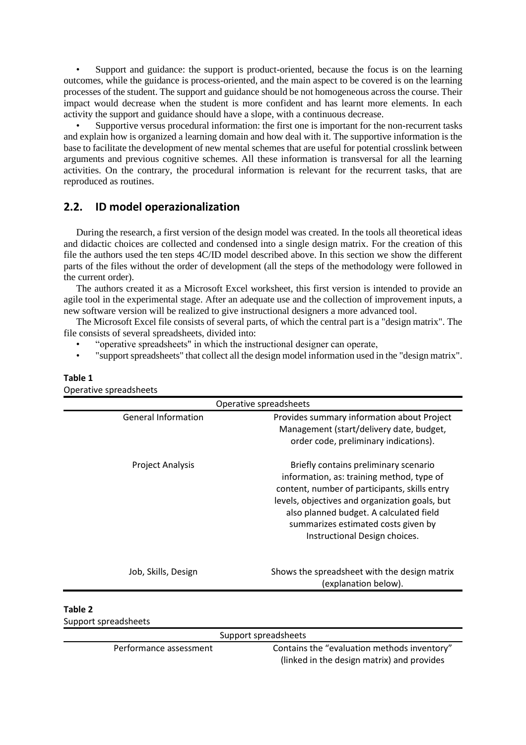- Support and guidance: the support is product-oriented, because the focus is on the learning outcomes, while the guidance is process-oriented, and the main aspect to be covered is on the learning processes of the student. The support and guidance should be not homogeneous across the course. Their impact would decrease when the student is more confident and has learnt more elements. In each activity the support and guidance should have a slope, with a continuous decrease.
- Supportive versus procedural information: the first one is important for the non-recurrent tasks and explain how is organized a learning domain and how deal with it. The supportive information is the base to facilitate the development of new mental schemes that are useful for potential crosslink between arguments and previous cognitive schemes. All these information is transversal for all the learning activities. On the contrary, the procedural information is relevant for the recurrent tasks, that are reproduced as routines.

## 2.2. ID model operazionalization

During the research, a first version of the design model was created. In the tools all theoretical ideas and didactic choices are collected and condensed into a single design matrix. For the creation of this file the authors used the ten steps 4C/ID model described above. In this section we show the different parts of the files without the order of development (all the steps of the methodology were followed in the current order).

The authors created it as a Microsoft Excel worksheet, this first version is intended to provide an agile tool in the experimental stage. After an adequate use and the collection of improvement inputs, a new software version will be realized to give instructional designers a more advanced tool.

The Microsoft Excel file consists of several parts, of which the central part is a "design matrix". The file consists of several spreadsheets, divided into:

- "operative spreadsheets" in which the instructional designer can operate,
- "support spreadsheets" that collect all the design model information used in the "design matrix".

**Table 1**
Operative spreadsheets

| Operative spreadsheets | |
|---|---|
| General Information | Provides summary information about Project Management (start/delivery date, budget, order code, preliminary indications). |
| Project Analysis | Briefly contains preliminary scenario information, as: training method, type of content, number of participants, skills entry levels, objectives and organization goals, but also planned budget. A calculated field summarizes estimated costs given by Instructional Design choices. |
| Job, Skills, Design | Shows the spreadsheet with the design matrix (explanation below). |

**Table 2**
Support spreadsheets

| Support spreadsheets | |
|---|---|
| Performance assessment | Contains the "evaluation methods inventory" (linked in the design matrix) and provides |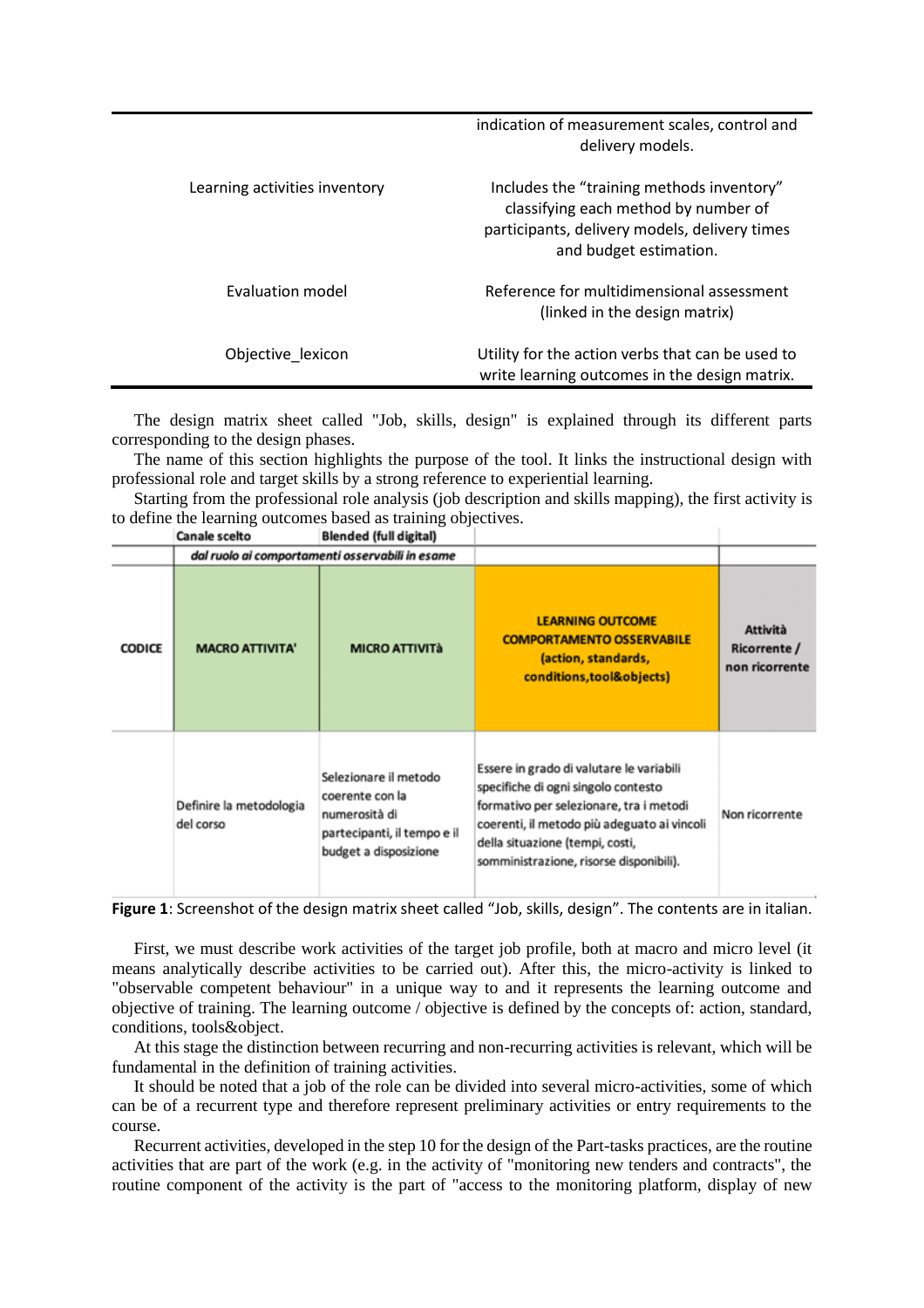| | indication of measurement scales, control and delivery models. |
|---|---|
| Learning activities inventory | Includes the "training methods inventory" classifying each method by number of participants, delivery models, delivery times and budget estimation. |
| Evaluation model | Reference for multidimensional assessment (linked in the design matrix) |
| Objective_lexicon | Utility for the action verbs that can be used to write learning outcomes in the design matrix. |

The design matrix sheet called "Job, skills, design" is explained through its different parts corresponding to the design phases.

The name of this section highlights the purpose of the tool. It links the instructional design with professional role and target skills by a strong reference to experiential learning.

Starting from the professional role analysis (job description and skills mapping), the first activity is to define the learning outcomes based as training objectives.

| | Canale scelto | Blended (full digital) | | |
|---|---|---|---|---|
| | *dal ruolo ai comportamenti osservabili in esame* | | | |
| **CODICE** | **MACRO ATTIVITA'** | **MICRO ATTIVITÀ** | **LEARNING OUTCOME COMPORTAMENTO OSSERVABILE (action, standards, conditions,tool&objects)** | **Attività Ricorrente / non ricorrente** |
| | Definire la metodologia del corso | Selezionare il metodo coerente con la numerosità di partecipanti, il tempo e il budget a disposizione | Essere in grado di valutare le variabili specifiche di ogni singolo contesto formativo per selezionare, tra i metodi coerenti, il metodo più adeguato ai vincoli della situazione (tempi, costi, somministrazione, risorse disponibili). | Non ricorrente |

**Figure 1**: Screenshot of the design matrix sheet called "Job, skills, design". The contents are in italian.

First, we must describe work activities of the target job profile, both at macro and micro level (it means analytically describe activities to be carried out). After this, the micro-activity is linked to "observable competent behaviour" in a unique way to and it represents the learning outcome and objective of training. The learning outcome / objective is defined by the concepts of: action, standard, conditions, tools&object.

At this stage the distinction between recurring and non-recurring activities is relevant, which will be fundamental in the definition of training activities.

It should be noted that a job of the role can be divided into several micro-activities, some of which can be of a recurrent type and therefore represent preliminary activities or entry requirements to the course.

Recurrent activities, developed in the step 10 for the design of the Part-tasks practices, are the routine activities that are part of the work (e.g. in the activity of "monitoring new tenders and contracts", the routine component of the activity is the part of "access to the monitoring platform, display of new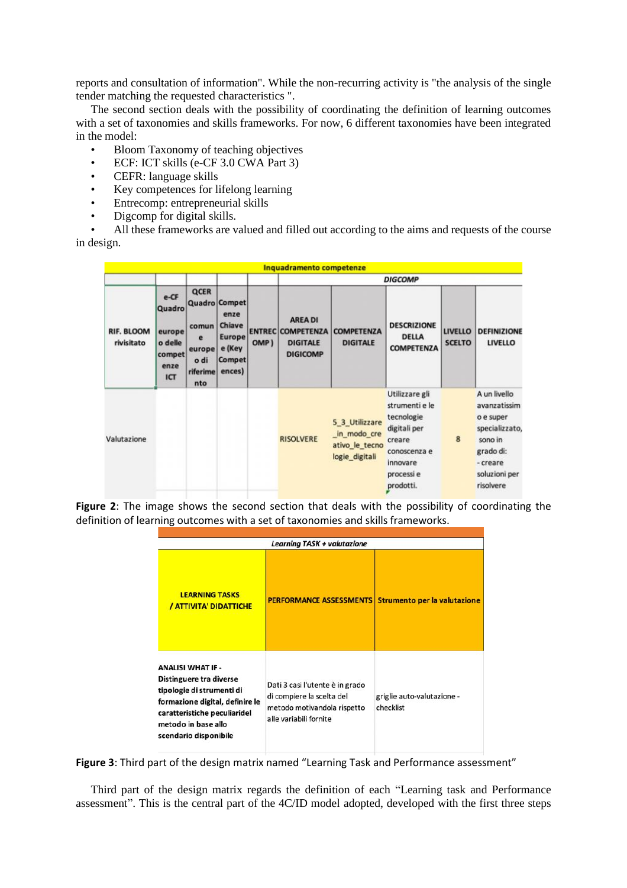reports and consultation of information". While the non-recurring activity is "the analysis of the single tender matching the requested characteristics ".

The second section deals with the possibility of coordinating the definition of learning outcomes with a set of taxonomies and skills frameworks. For now, 6 different taxonomies have been integrated in the model:

- Bloom Taxonomy of teaching objectives
- ECF: ICT skills (e-CF 3.0 CWA Part 3)
- CEFR: language skills
- Key competences for lifelong learning
- Entrecomp: entrepreneurial skills
- Digcomp for digital skills.
- All these frameworks are valued and filled out according to the aims and requests of the course in design.

| Inquadramento competenze | | | | | | | | | |
|---|---|---|---|---|---|---|---|---|---|
| | | | | | DIGCOMP | | | | |
| RIF. BLOOM rivisitato | e-CF Quadro europeo delle competenze ICT | QCER Quadro comune europeo di riferimento | Competenze Chiave Europee (Key Competences) | ENTRECOMP ) | AREA DI COMPETENZA DIGITALE DIGICOMP | COMPETENZA DIGITALE | DESCRIZIONE DELLA COMPETENZA | LIVELLO SCELTO | DEFINIZIONE LIVELLO |
| Valutazione | | | | | RISOLVERE | 5_3_Utilizzare_in_modo_creativo_le_tecnologie_digitali | Utilizzare gli strumenti e le tecnologie digitali per creare conoscenza e innovare processi e prodotti. | 8 | A un livello avanzatissimo e super specializzato, sono in grado di: - creare soluzioni per risolvere |

**Figure 2**: The image shows the second section that deals with the possibility of coordinating the definition of learning outcomes with a set of taxonomies and skills frameworks.

| Learning TASK + valutazione | | |
|---|---|---|
| LEARNING TASKS / ATTIVITA' DIDATTICHE | PERFORMANCE ASSESSMENTS | Strumento per la valutazione |
| ANALISI WHAT IF - Distinguere tra diverse tipologie di strumenti di formazione digital, definire le caratteristiche peculiaridel metodo in base allo scendario disponibile | Dati 3 casi l'utente è in grado di compiere la scelta del metodo motivandola rispetto alle variabili fornite | griglie auto-valutazione - checklist |

**Figure 3**: Third part of the design matrix named "Learning Task and Performance assessment"

Third part of the design matrix regards the definition of each "Learning task and Performance assessment". This is the central part of the 4C/ID model adopted, developed with the first three steps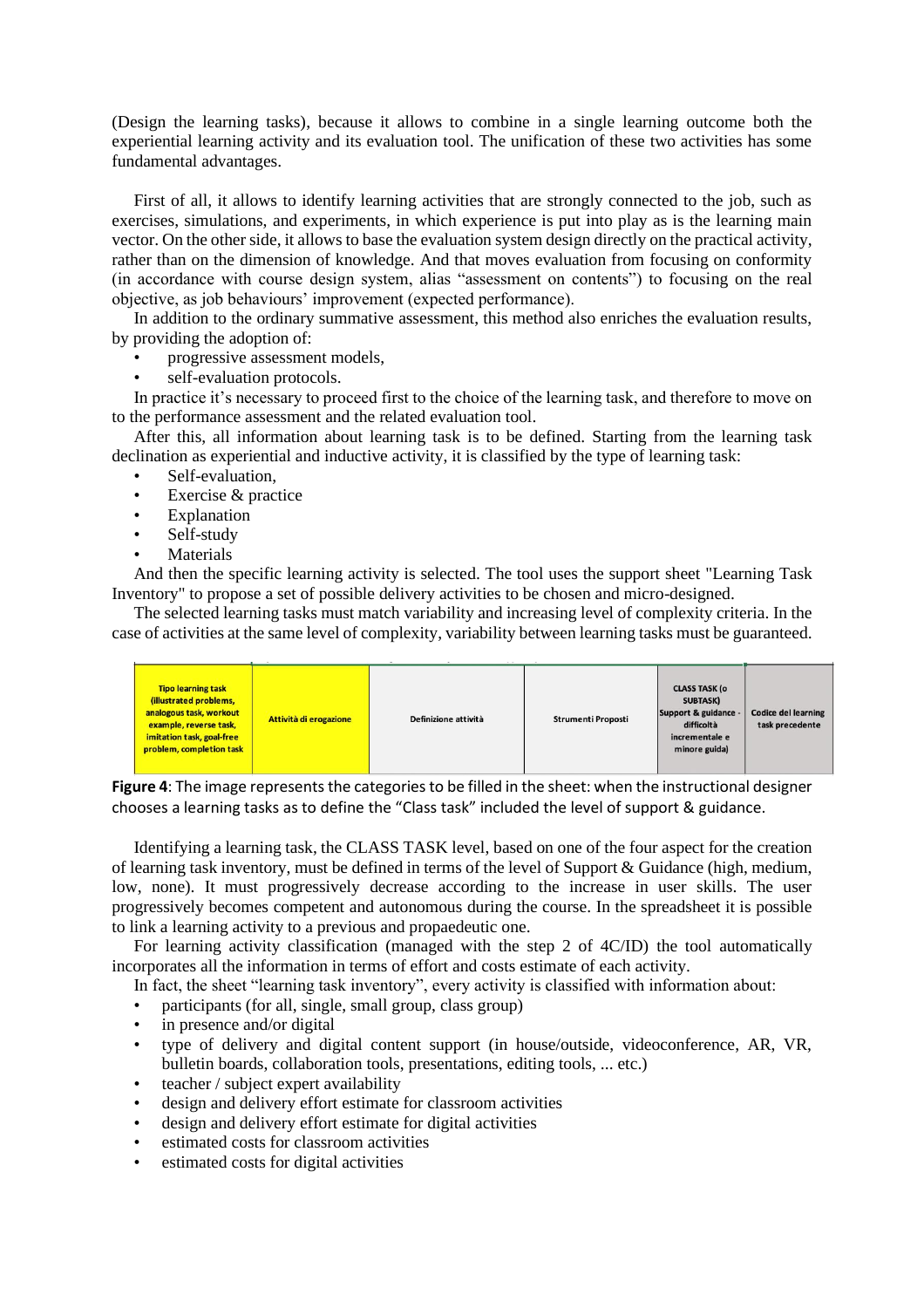(Design the learning tasks), because it allows to combine in a single learning outcome both the experiential learning activity and its evaluation tool. The unification of these two activities has some fundamental advantages.

First of all, it allows to identify learning activities that are strongly connected to the job, such as exercises, simulations, and experiments, in which experience is put into play as is the learning main vector. On the other side, it allows to base the evaluation system design directly on the practical activity, rather than on the dimension of knowledge. And that moves evaluation from focusing on conformity (in accordance with course design system, alias "assessment on contents") to focusing on the real objective, as job behaviours' improvement (expected performance).

In addition to the ordinary summative assessment, this method also enriches the evaluation results, by providing the adoption of:

- progressive assessment models,
- self-evaluation protocols.

In practice it's necessary to proceed first to the choice of the learning task, and therefore to move on to the performance assessment and the related evaluation tool.

After this, all information about learning task is to be defined. Starting from the learning task declination as experiential and inductive activity, it is classified by the type of learning task:

- Self-evaluation,
- Exercise & practice
- Explanation
- Self-study
- Materials

And then the specific learning activity is selected. The tool uses the support sheet "Learning Task Inventory" to propose a set of possible delivery activities to be chosen and micro-designed.

The selected learning tasks must match variability and increasing level of complexity criteria. In the case of activities at the same level of complexity, variability between learning tasks must be guaranteed.

| Tipo learning task (illustrated problems, analogous task, workout example, reverse task, imitation task, goal-free problem, completion task | Attività di erogazione | Definizione attività | Strumenti Proposti | CLASS TASK (o SUBTASK) Support & guidance - difficoltà incrementale e minore guida) | Codice del learning task precedente |
|---|---|---|---|---|---|

**Figure 4**: The image represents the categories to be filled in the sheet: when the instructional designer chooses a learning tasks as to define the "Class task" included the level of support & guidance.

Identifying a learning task, the CLASS TASK level, based on one of the four aspect for the creation of learning task inventory, must be defined in terms of the level of Support & Guidance (high, medium, low, none). It must progressively decrease according to the increase in user skills. The user progressively becomes competent and autonomous during the course. In the spreadsheet it is possible to link a learning activity to a previous and propaedeutic one.

For learning activity classification (managed with the step 2 of 4C/ID) the tool automatically incorporates all the information in terms of effort and costs estimate of each activity.

In fact, the sheet "learning task inventory", every activity is classified with information about:

- participants (for all, single, small group, class group)
- in presence and/or digital
- type of delivery and digital content support (in house/outside, videoconference, AR, VR, bulletin boards, collaboration tools, presentations, editing tools, ... etc.)
- teacher / subject expert availability
- design and delivery effort estimate for classroom activities
- design and delivery effort estimate for digital activities
- estimated costs for classroom activities
- estimated costs for digital activities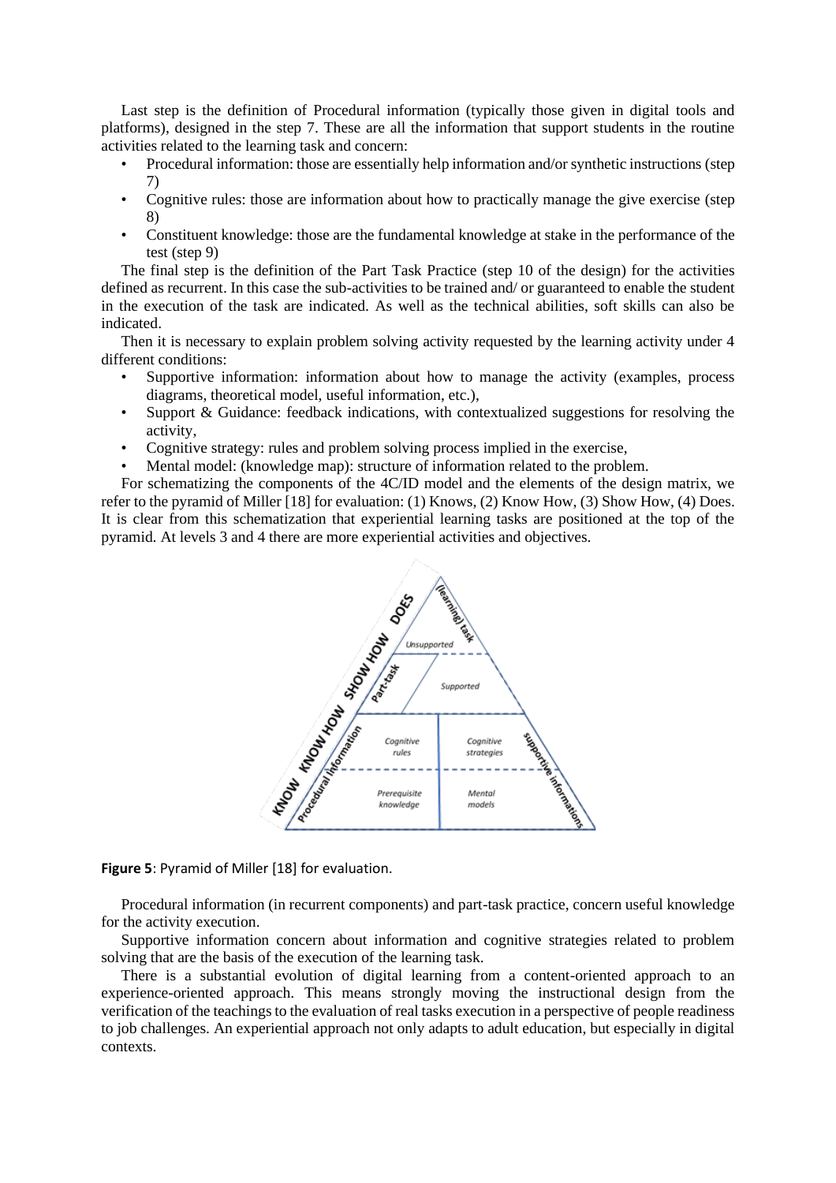Last step is the definition of Procedural information (typically those given in digital tools and platforms), designed in the step 7. These are all the information that support students in the routine activities related to the learning task and concern:

- Procedural information: those are essentially help information and/or synthetic instructions (step 7)
- Cognitive rules: those are information about how to practically manage the give exercise (step 8)
- Constituent knowledge: those are the fundamental knowledge at stake in the performance of the test (step 9)

The final step is the definition of the Part Task Practice (step 10 of the design) for the activities defined as recurrent. In this case the sub-activities to be trained and/ or guaranteed to enable the student in the execution of the task are indicated. As well as the technical abilities, soft skills can also be indicated.

Then it is necessary to explain problem solving activity requested by the learning activity under 4 different conditions:

- Supportive information: information about how to manage the activity (examples, process diagrams, theoretical model, useful information, etc.),
- Support & Guidance: feedback indications, with contextualized suggestions for resolving the activity,
- Cognitive strategy: rules and problem solving process implied in the exercise,
- Mental model: (knowledge map): structure of information related to the problem.

For schematizing the components of the 4C/ID model and the elements of the design matrix, we refer to the pyramid of Miller [18] for evaluation: (1) Knows, (2) Know How, (3) Show How, (4) Does. It is clear from this schematization that experiential learning tasks are positioned at the top of the pyramid. At levels 3 and 4 there are more experiential activities and objectives.

**Figure 5**: Pyramid of Miller [18] for evaluation.

Procedural information (in recurrent components) and part-task practice, concern useful knowledge for the activity execution.

Supportive information concern about information and cognitive strategies related to problem solving that are the basis of the execution of the learning task.

There is a substantial evolution of digital learning from a content-oriented approach to an experience-oriented approach. This means strongly moving the instructional design from the verification of the teachings to the evaluation of real tasks execution in a perspective of people readiness to job challenges. An experiential approach not only adapts to adult education, but especially in digital contexts.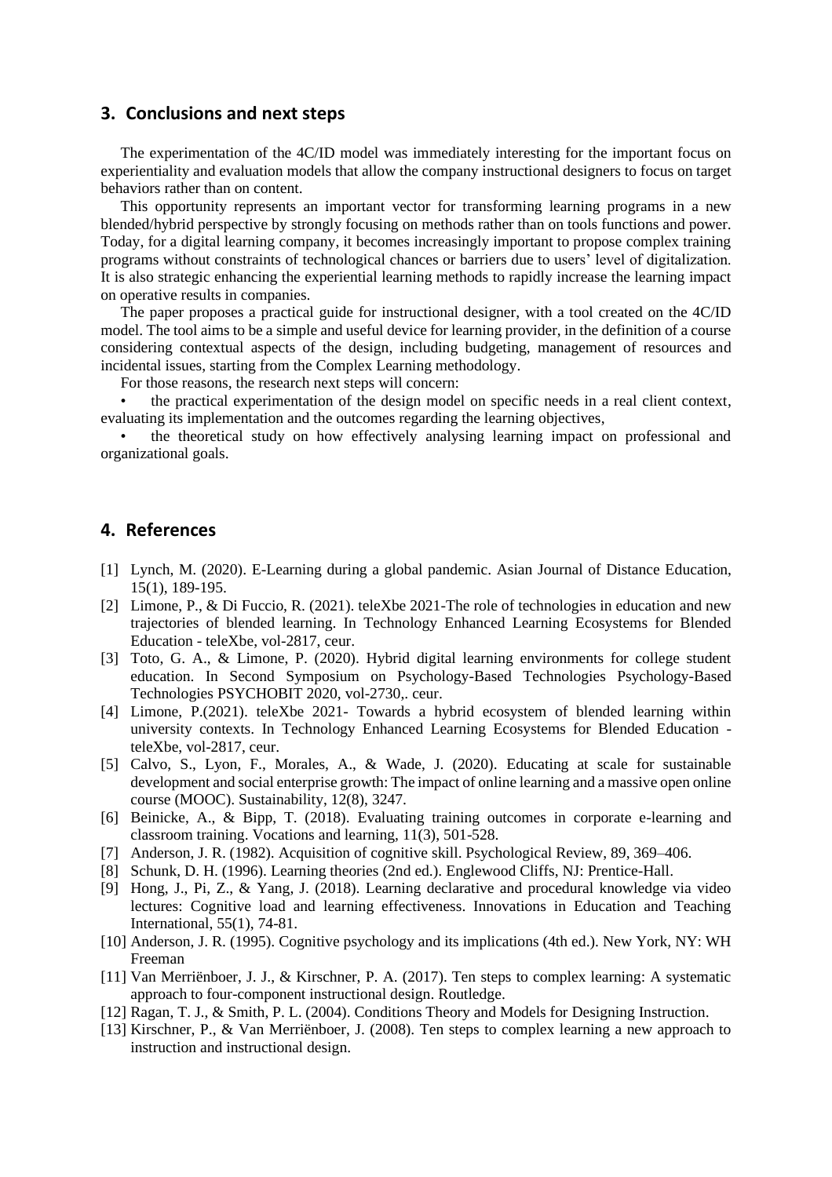## 3. Conclusions and next steps

The experimentation of the 4C/ID model was immediately interesting for the important focus on experientiality and evaluation models that allow the company instructional designers to focus on target behaviors rather than on content.

This opportunity represents an important vector for transforming learning programs in a new blended/hybrid perspective by strongly focusing on methods rather than on tools functions and power. Today, for a digital learning company, it becomes increasingly important to propose complex training programs without constraints of technological chances or barriers due to users' level of digitalization. It is also strategic enhancing the experiential learning methods to rapidly increase the learning impact on operative results in companies.

The paper proposes a practical guide for instructional designer, with a tool created on the 4C/ID model. The tool aims to be a simple and useful device for learning provider, in the definition of a course considering contextual aspects of the design, including budgeting, management of resources and incidental issues, starting from the Complex Learning methodology.

For those reasons, the research next steps will concern:

- the practical experimentation of the design model on specific needs in a real client context, evaluating its implementation and the outcomes regarding the learning objectives,
- the theoretical study on how effectively analysing learning impact on professional and organizational goals.

## 4. References

[1] Lynch, M. (2020). E-Learning during a global pandemic. Asian Journal of Distance Education, 15(1), 189-195.

[2] Limone, P., & Di Fuccio, R. (2021). teleXbe 2021-The role of technologies in education and new trajectories of blended learning. In Technology Enhanced Learning Ecosystems for Blended Education - teleXbe, vol-2817, ceur.

[3] Toto, G. A., & Limone, P. (2020). Hybrid digital learning environments for college student education. In Second Symposium on Psychology-Based Technologies Psychology-Based Technologies PSYCHOBIT 2020, vol-2730,. ceur.

[4] Limone, P.(2021). teleXbe 2021- Towards a hybrid ecosystem of blended learning within university contexts. In Technology Enhanced Learning Ecosystems for Blended Education - teleXbe, vol-2817, ceur.

[5] Calvo, S., Lyon, F., Morales, A., & Wade, J. (2020). Educating at scale for sustainable development and social enterprise growth: The impact of online learning and a massive open online course (MOOC). Sustainability, 12(8), 3247.

[6] Beinicke, A., & Bipp, T. (2018). Evaluating training outcomes in corporate e-learning and classroom training. Vocations and learning, 11(3), 501-528.

[7] Anderson, J. R. (1982). Acquisition of cognitive skill. Psychological Review, 89, 369–406.

[8] Schunk, D. H. (1996). Learning theories (2nd ed.). Englewood Cliffs, NJ: Prentice-Hall.

[9] Hong, J., Pi, Z., & Yang, J. (2018). Learning declarative and procedural knowledge via video lectures: Cognitive load and learning effectiveness. Innovations in Education and Teaching International, 55(1), 74-81.

[10] Anderson, J. R. (1995). Cognitive psychology and its implications (4th ed.). New York, NY: WH Freeman

[11] Van Merriënboer, J. J., & Kirschner, P. A. (2017). Ten steps to complex learning: A systematic approach to four-component instructional design. Routledge.

[12] Ragan, T. J., & Smith, P. L. (2004). Conditions Theory and Models for Designing Instruction.

[13] Kirschner, P., & Van Merriënboer, J. (2008). Ten steps to complex learning a new approach to instruction and instructional design.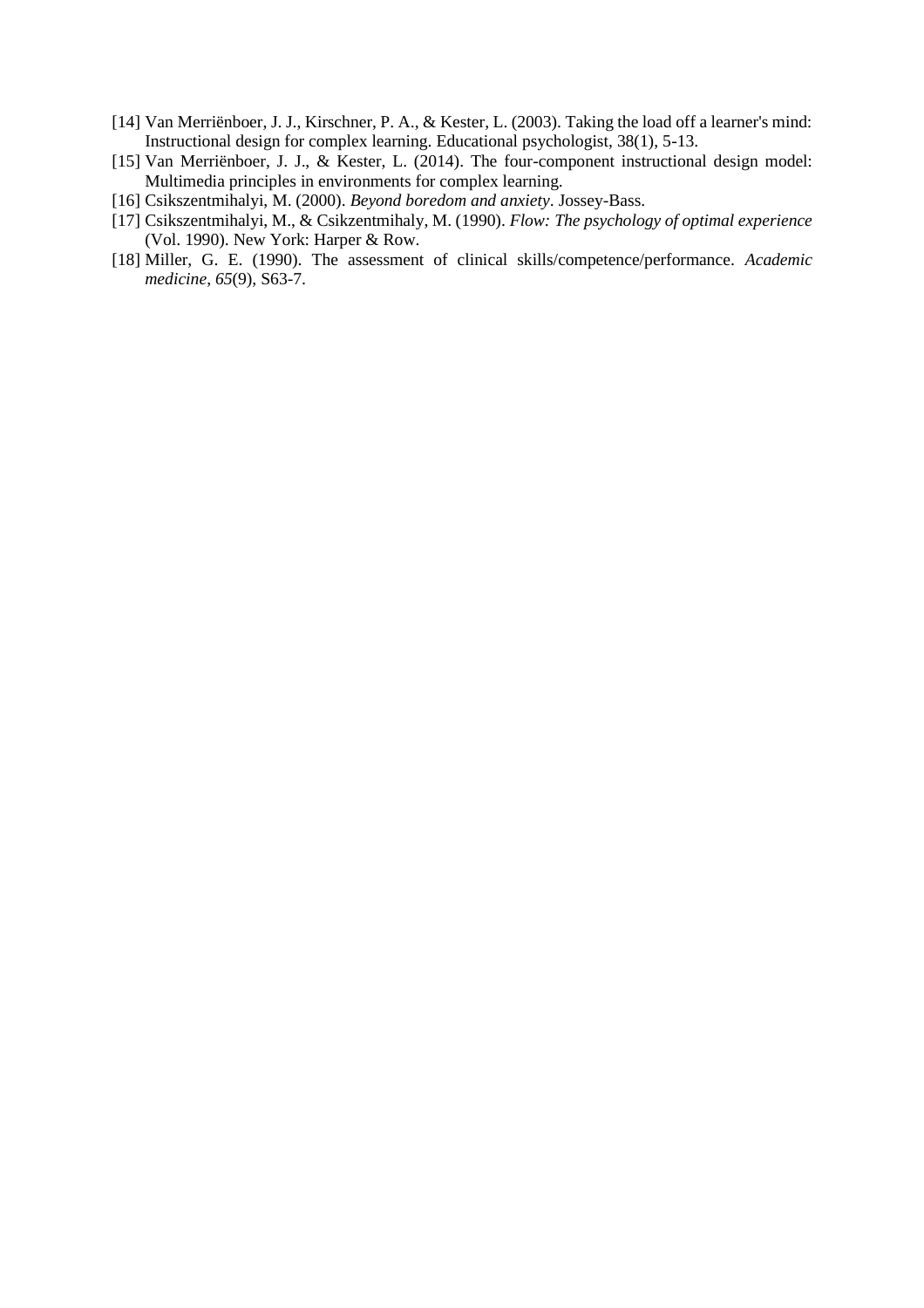[14] Van Merriënboer, J. J., Kirschner, P. A., & Kester, L. (2003). Taking the load off a learner's mind: Instructional design for complex learning. Educational psychologist, 38(1), 5-13.

[15] Van Merriënboer, J. J., & Kester, L. (2014). The four-component instructional design model: Multimedia principles in environments for complex learning.

[16] Csikszentmihalyi, M. (2000). *Beyond boredom and anxiety*. Jossey-Bass.

[17] Csikszentmihalyi, M., & Csikzentmihaly, M. (1990). *Flow: The psychology of optimal experience* (Vol. 1990). New York: Harper & Row.

[18] Miller, G. E. (1990). The assessment of clinical skills/competence/performance. *Academic medicine*, *65*(9), S63-7.